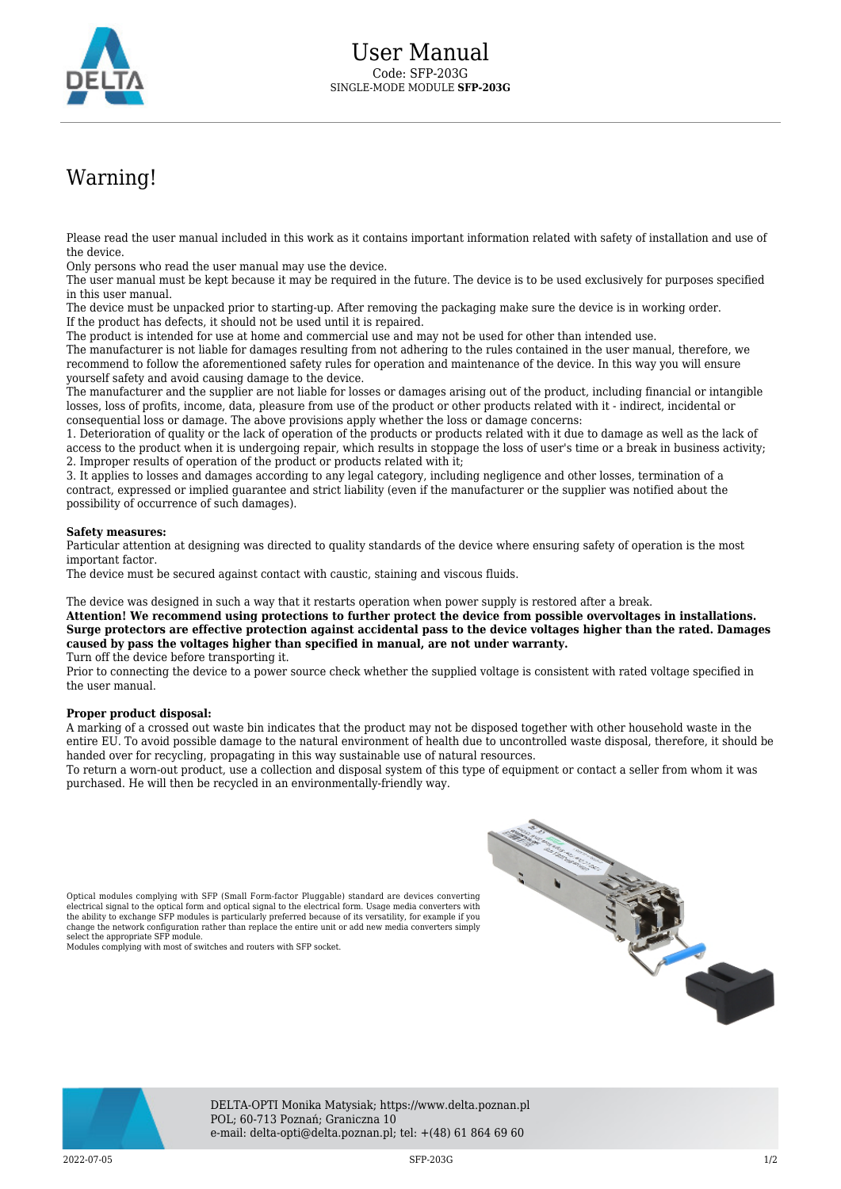# User Manual

Code: SFP-203G

SINGLE-MODE MODULE **SFP-203G**

## Warning!

Please read the user manual included in this work as it contains important information related with safety of installation and use of the device.

Only persons who read the user manual may use the device.

The user manual must be kept because it may be required in the future. The device is to be used exclusively for purposes specified in this user manual.

The device must be unpacked prior to starting-up. After removing the packaging make sure the device is in working order.

If the product has defects, it should not be used until it is repaired.

The product is intended for use at home and commercial use and may not be used for other than intended use.

The manufacturer is not liable for damages resulting from not adhering to the rules contained in the user manual, therefore, we recommend to follow the aforementioned safety rules for operation and maintenance of the device. In this way you will ensure yourself safety and avoid causing damage to the device.

The manufacturer and the supplier are not liable for losses or damages arising out of the product, including financial or intangible losses, loss of profits, income, data, pleasure from use of the product or other products related with it - indirect, incidental or consequential loss or damage. The above provisions apply whether the loss or damage concerns:

1. Deterioration of quality or the lack of operation of the products or products related with it due to damage as well as the lack of access to the product when it is undergoing repair, which results in stoppage the loss of user's time or a break in business activity;
2. Improper results of operation of the product or products related with it;
3. It applies to losses and damages according to any legal category, including negligence and other losses, termination of a contract, expressed or implied guarantee and strict liability (even if the manufacturer or the supplier was notified about the possibility of occurrence of such damages).

**Safety measures:**

Particular attention at designing was directed to quality standards of the device where ensuring safety of operation is the most important factor.

The device must be secured against contact with caustic, staining and viscous fluids.

The device was designed in such a way that it restarts operation when power supply is restored after a break.

**Attention! We recommend using protections to further protect the device from possible overvoltages in installations. Surge protectors are effective protection against accidental pass to the device voltages higher than the rated. Damages caused by pass the voltages higher than specified in manual, are not under warranty.**

Turn off the device before transporting it.

Prior to connecting the device to a power source check whether the supplied voltage is consistent with rated voltage specified in the user manual.

**Proper product disposal:**

A marking of a crossed out waste bin indicates that the product may not be disposed together with other household waste in the entire EU. To avoid possible damage to the natural environment of health due to uncontrolled waste disposal, therefore, it should be handed over for recycling, propagating in this way sustainable use of natural resources.

To return a worn-out product, use a collection and disposal system of this type of equipment or contact a seller from whom it was purchased. He will then be recycled in an environmentally-friendly way.

Optical modules complying with SFP (Small Form-factor Pluggable) standard are devices converting electrical signal to the optical form and optical signal to the electrical form. Usage media converters with the ability to exchange SFP modules is particularly preferred because of its versatility, for example if you change the network configuration rather than replace the entire unit or add new media converters simply select the appropriate SFP module.

Modules complying with most of switches and routers with SFP socket.

DELTA-OPTI Monika Matysiak; https://www.delta.poznan.pl
POL; 60-713 Poznań; Graniczna 10
e-mail: delta-opti@delta.poznan.pl; tel: +(48) 61 864 69 60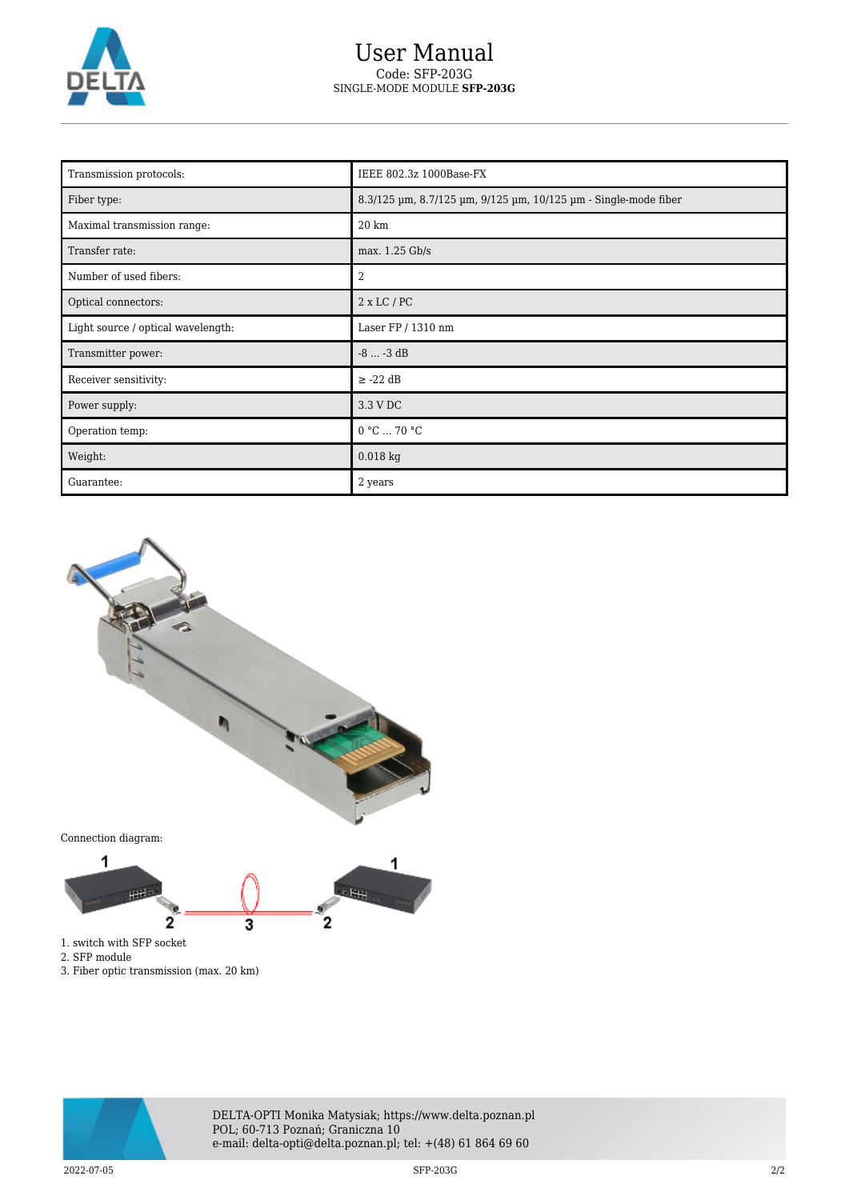# User Manual

Code: SFP-203G

SINGLE-MODE MODULE **SFP-203G**

| | |
|---|---|
| Transmission protocols: | IEEE 802.3z 1000Base-FX |
| Fiber type: | 8.3/125 µm, 8.7/125 µm, 9/125 µm, 10/125 µm - Single-mode fiber |
| Maximal transmission range: | 20 km |
| Transfer rate: | max. 1.25 Gb/s |
| Number of used fibers: | 2 |
| Optical connectors: | 2 x LC / PC |
| Light source / optical wavelength: | Laser FP / 1310 nm |
| Transmitter power: | -8 ... -3 dB |
| Receiver sensitivity: | ≥ -22 dB |
| Power supply: | 3.3 V DC |
| Operation temp: | 0 °C ... 70 °C |
| Weight: | 0.018 kg |
| Guarantee: | 2 years |

Connection diagram:

1. switch with SFP socket
2. SFP module
3. Fiber optic transmission (max. 20 km)

DELTA-OPTI Monika Matysiak; https://www.delta.poznan.pl
POL; 60-713 Poznań; Graniczna 10
e-mail: delta-opti@delta.poznan.pl; tel: +(48) 61 864 69 60